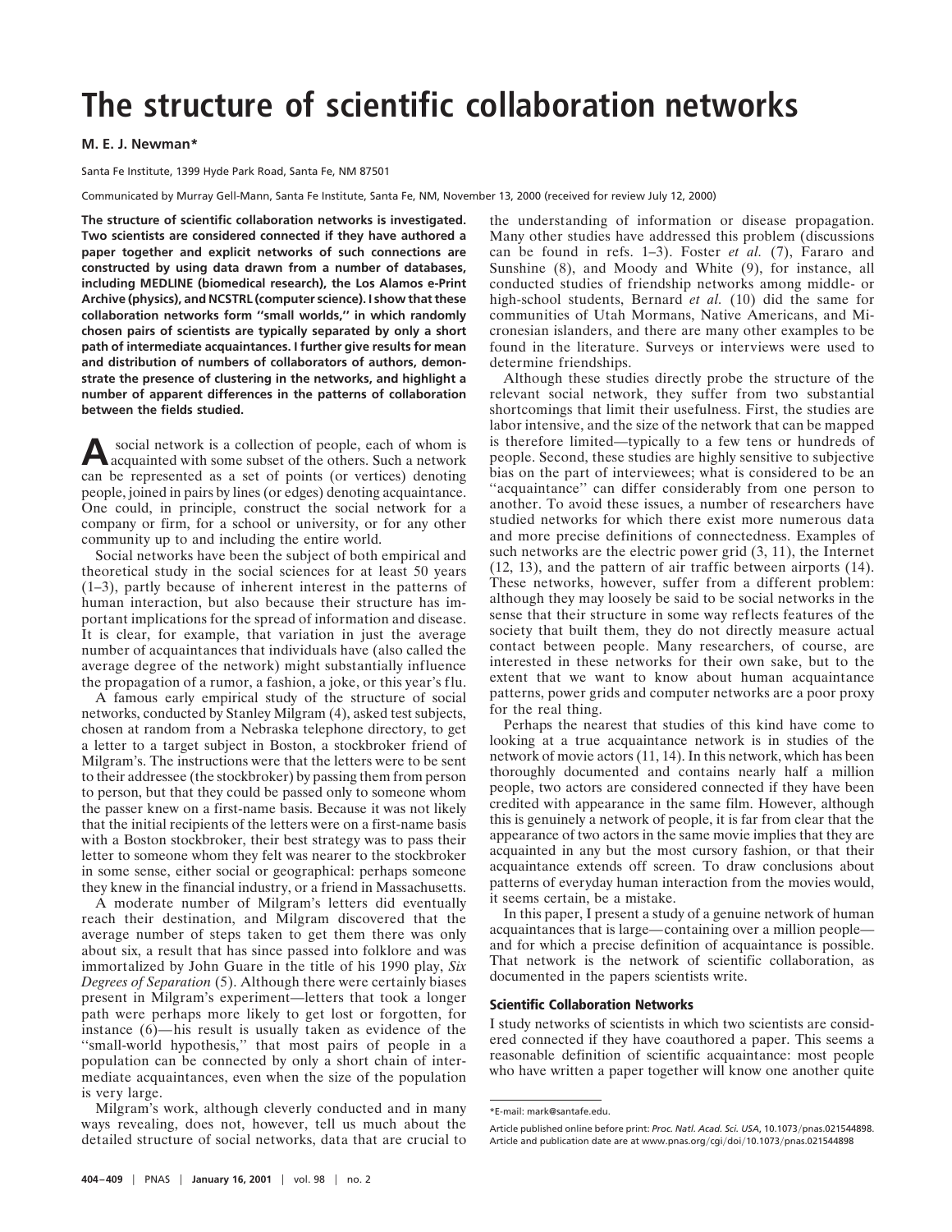# The structure of scientific collaboration networks

**M. E. J. Newman***

Santa Fe Institute, 1399 Hyde Park Road, Santa Fe, NM 87501

Communicated by Murray Gell-Mann, Santa Fe Institute, Santa Fe, NM, November 13, 2000 (received for review July 12, 2000)

**The structure of scientific collaboration networks is investigated. Two scientists are considered connected if they have authored a paper together and explicit networks of such connections are constructed by using data drawn from a number of databases, including MEDLINE (biomedical research), the Los Alamos e-Print Archive (physics), and NCSTRL (computer science). I show that these collaboration networks form ''small worlds,'' in which randomly chosen pairs of scientists are typically separated by only a short path of intermediate acquaintances. I further give results for mean and distribution of numbers of collaborators of authors, demonstrate the presence of clustering in the networks, and highlight a number of apparent differences in the patterns of collaboration between the fields studied.**

A social network is a collection of people, each of whom is acquainted with some subset of the others. Such a network can be represented as a set of points (or vertices) denoting people, joined in pairs by lines (or edges) denoting acquaintance. One could, in principle, construct the social network for a company or firm, for a school or university, or for any other community up to and including the entire world.

Social networks have been the subject of both empirical and theoretical study in the social sciences for at least 50 years (1–3), partly because of inherent interest in the patterns of human interaction, but also because their structure has important implications for the spread of information and disease. It is clear, for example, that variation in just the average number of acquaintances that individuals have (also called the average degree of the network) might substantially influence the propagation of a rumor, a fashion, a joke, or this year's flu.

A famous early empirical study of the structure of social networks, conducted by Stanley Milgram (4), asked test subjects, chosen at random from a Nebraska telephone directory, to get a letter to a target subject in Boston, a stockbroker friend of Milgram's. The instructions were that the letters were to be sent to their addressee (the stockbroker) by passing them from person to person, but that they could be passed only to someone whom the passer knew on a first-name basis. Because it was not likely that the initial recipients of the letters were on a first-name basis with a Boston stockbroker, their best strategy was to pass their letter to someone whom they felt was nearer to the stockbroker in some sense, either social or geographical: perhaps someone they knew in the financial industry, or a friend in Massachusetts.

A moderate number of Milgram's letters did eventually reach their destination, and Milgram discovered that the average number of steps taken to get them there was only about six, a result that has since passed into folklore and was immortalized by John Guare in the title of his 1990 play, *Six Degrees of Separation* (5). Although there were certainly biases present in Milgram's experiment—letters that took a longer path were perhaps more likely to get lost or forgotten, for instance (6)—his result is usually taken as evidence of the ''small-world hypothesis,'' that most pairs of people in a population can be connected by only a short chain of intermediate acquaintances, even when the size of the population is very large.

Milgram's work, although cleverly conducted and in many ways revealing, does not, however, tell us much about the detailed structure of social networks, data that are crucial to the understanding of information or disease propagation. Many other studies have addressed this problem (discussions can be found in refs. 1–3). Foster *et al.* (7), Fararo and Sunshine (8), and Moody and White (9), for instance, all conducted studies of friendship networks among middle- or high-school students, Bernard *et al.* (10) did the same for communities of Utah Mormans, Native Americans, and Micronesian islanders, and there are many other examples to be found in the literature. Surveys or interviews were used to determine friendships.

Although these studies directly probe the structure of the relevant social network, they suffer from two substantial shortcomings that limit their usefulness. First, the studies are labor intensive, and the size of the network that can be mapped is therefore limited—typically to a few tens or hundreds of people. Second, these studies are highly sensitive to subjective bias on the part of interviewees; what is considered to be an ''acquaintance'' can differ considerably from one person to another. To avoid these issues, a number of researchers have studied networks for which there exist more numerous data and more precise definitions of connectedness. Examples of such networks are the electric power grid (3, 11), the Internet (12, 13), and the pattern of air traffic between airports (14). These networks, however, suffer from a different problem: although they may loosely be said to be social networks in the sense that their structure in some way reflects features of the society that built them, they do not directly measure actual contact between people. Many researchers, of course, are interested in these networks for their own sake, but to the extent that we want to know about human acquaintance patterns, power grids and computer networks are a poor proxy for the real thing.

Perhaps the nearest that studies of this kind have come to looking at a true acquaintance network is in studies of the network of movie actors (11, 14). In this network, which has been thoroughly documented and contains nearly half a million people, two actors are considered connected if they have been credited with appearance in the same film. However, although this is genuinely a network of people, it is far from clear that the appearance of two actors in the same movie implies that they are acquainted in any but the most cursory fashion, or that their acquaintance extends off screen. To draw conclusions about patterns of everyday human interaction from the movies would, it seems certain, be a mistake.

In this paper, I present a study of a genuine network of human acquaintances that is large—containing over a million people—and for which a precise definition of acquaintance is possible. That network is the network of scientific collaboration, as documented in the papers scientists write.

## Scientific Collaboration Networks

I study networks of scientists in which two scientists are considered connected if they have coauthored a paper. This seems a reasonable definition of scientific acquaintance: most people who have written a paper together will know one another quite

*E-mail: mark@santafe.edu.

Article published online before print: *Proc. Natl. Acad. Sci. USA*, 10.1073/pnas.021544898.
Article and publication date are at www.pnas.org/cgi/doi/10.1073/pnas.021544898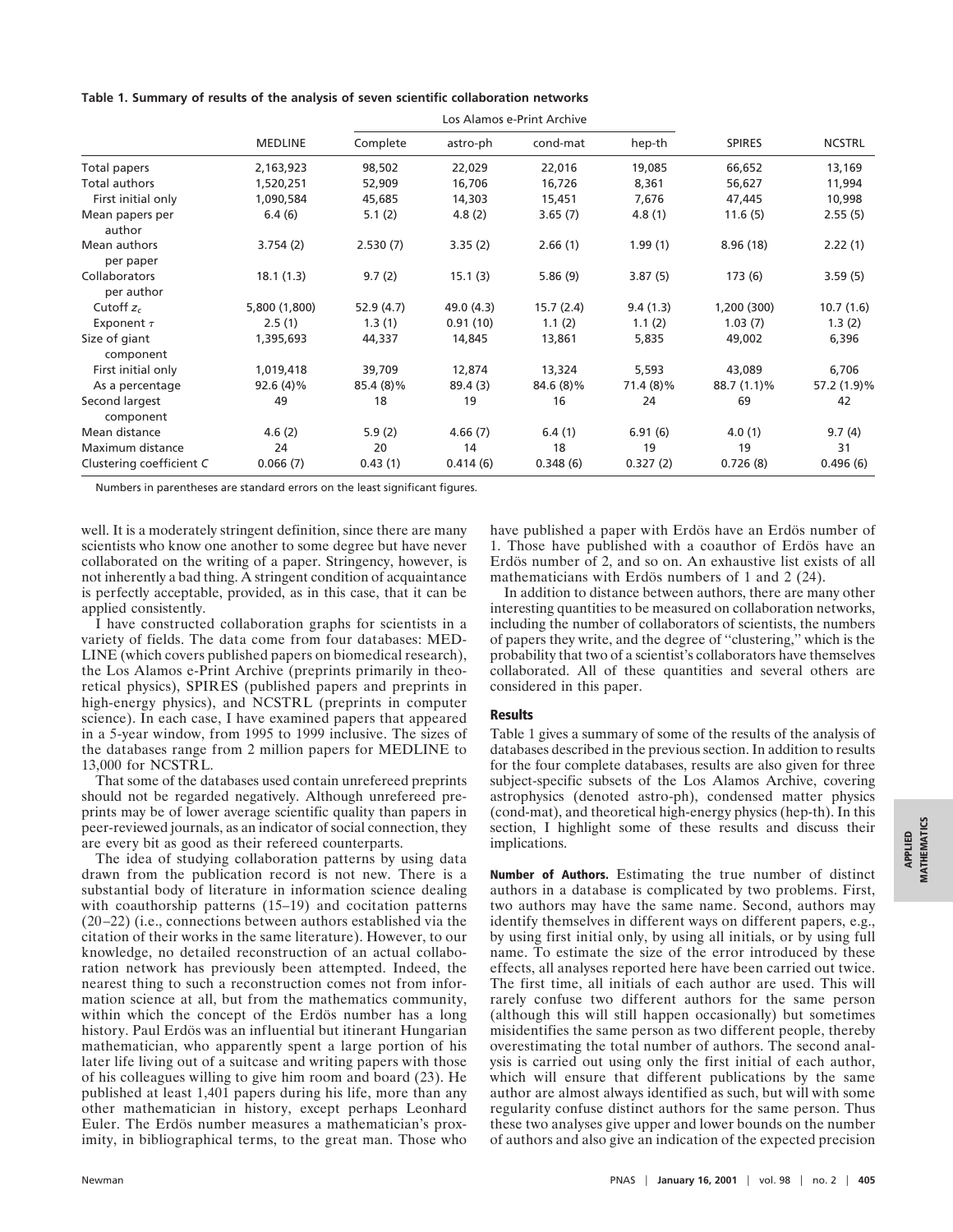**Table 1. Summary of results of the analysis of seven scientific collaboration networks**

| | | Los Alamos e-Print Archive | | | | | |
|---|---|---|---|---|---|---|---|
| | MEDLINE | Complete | astro-ph | cond-mat | hep-th | SPIRES | NCSTRL |
| Total papers | 2,163,923 | 98,502 | 22,029 | 22,016 | 19,085 | 66,652 | 13,169 |
| Total authors | 1,520,251 | 52,909 | 16,706 | 16,726 | 8,361 | 56,627 | 11,994 |
| First initial only | 1,090,584 | 45,685 | 14,303 | 15,451 | 7,676 | 47,445 | 10,998 |
| Mean papers per author | 6.4 (6) | 5.1 (2) | 4.8 (2) | 3.65 (7) | 4.8 (1) | 11.6 (5) | 2.55 (5) |
| Mean authors per paper | 3.754 (2) | 2.530 (7) | 3.35 (2) | 2.66 (1) | 1.99 (1) | 8.96 (18) | 2.22 (1) |
| Collaborators per author | 18.1 (1.3) | 9.7 (2) | 15.1 (3) | 5.86 (9) | 3.87 (5) | 173 (6) | 3.59 (5) |
| Cutoff $z_c$ | 5,800 (1,800) | 52.9 (4.7) | 49.0 (4.3) | 15.7 (2.4) | 9.4 (1.3) | 1,200 (300) | 10.7 (1.6) |
| Exponent $\tau$ | 2.5 (1) | 1.3 (1) | 0.91 (10) | 1.1 (2) | 1.1 (2) | 1.03 (7) | 1.3 (2) |
| Size of giant component | 1,395,693 | 44,337 | 14,845 | 13,861 | 5,835 | 49,002 | 6,396 |
| First initial only | 1,019,418 | 39,709 | 12,874 | 13,324 | 5,593 | 43,089 | 6,706 |
| As a percentage | 92.6 (4)% | 85.4 (8)% | 89.4 (3) | 84.6 (8)% | 71.4 (8)% | 88.7 (1.1)% | 57.2 (1.9)% |
| Second largest component | 49 | 18 | 19 | 16 | 24 | 69 | 42 |
| Mean distance | 4.6 (2) | 5.9 (2) | 4.66 (7) | 6.4 (1) | 6.91 (6) | 4.0 (1) | 9.7 (4) |
| Maximum distance | 24 | 20 | 14 | 18 | 19 | 19 | 31 |
| Clustering coefficient $C$ | 0.066 (7) | 0.43 (1) | 0.414 (6) | 0.348 (6) | 0.327 (2) | 0.726 (8) | 0.496 (6) |

Numbers in parentheses are standard errors on the least significant figures.

well. It is a moderately stringent definition, since there are many scientists who know one another to some degree but have never collaborated on the writing of a paper. Stringency, however, is not inherently a bad thing. A stringent condition of acquaintance is perfectly acceptable, provided, as in this case, that it can be applied consistently.

I have constructed collaboration graphs for scientists in a variety of fields. The data come from four databases: MEDLINE (which covers published papers on biomedical research), the Los Alamos e-Print Archive (preprints primarily in theoretical physics), SPIRES (published papers and preprints in high-energy physics), and NCSTRL (preprints in computer science). In each case, I have examined papers that appeared in a 5-year window, from 1995 to 1999 inclusive. The sizes of the databases range from 2 million papers for MEDLINE to 13,000 for NCSTRL.

That some of the databases used contain unrefereed preprints should not be regarded negatively. Although unrefereed preprints may be of lower average scientific quality than papers in peer-reviewed journals, as an indicator of social connection, they are every bit as good as their refereed counterparts.

The idea of studying collaboration patterns by using data drawn from the publication record is not new. There is a substantial body of literature in information science dealing with coauthorship patterns (15–19) and cocitation patterns (20–22) (i.e., connections between authors established via the citation of their works in the same literature). However, to our knowledge, no detailed reconstruction of an actual collaboration network has previously been attempted. Indeed, the nearest thing to such a reconstruction comes not from information science at all, but from the mathematics community, within which the concept of the Erdös number has a long history. Paul Erdös was an influential but itinerant Hungarian mathematician, who apparently spent a large portion of his later life living out of a suitcase and writing papers with those of his colleagues willing to give him room and board (23). He published at least 1,401 papers during his life, more than any other mathematician in history, except perhaps Leonhard Euler. The Erdös number measures a mathematician's proximity, in bibliographical terms, to the great man. Those who have published a paper with Erdös have an Erdös number of 1. Those have published with a coauthor of Erdös have an Erdös number of 2, and so on. An exhaustive list exists of all mathematicians with Erdös numbers of 1 and 2 (24).

In addition to distance between authors, there are many other interesting quantities to be measured on collaboration networks, including the number of collaborators of scientists, the numbers of papers they write, and the degree of "clustering," which is the probability that two of a scientist's collaborators have themselves collaborated. All of these quantities and several others are considered in this paper.

## Results

Table 1 gives a summary of some of the results of the analysis of databases described in the previous section. In addition to results for the four complete databases, results are also given for three subject-specific subsets of the Los Alamos Archive, covering astrophysics (denoted astro-ph), condensed matter physics (cond-mat), and theoretical high-energy physics (hep-th). In this section, I highlight some of these results and discuss their implications.

**Number of Authors.** Estimating the true number of distinct authors in a database is complicated by two problems. First, two authors may have the same name. Second, authors may identify themselves in different ways on different papers, e.g., by using first initial only, by using all initials, or by using full name. To estimate the size of the error introduced by these effects, all analyses reported here have been carried out twice. The first time, all initials of each author are used. This will rarely confuse two different authors for the same person (although this will still happen occasionally) but sometimes misidentifies the same person as two different people, thereby overestimating the total number of authors. The second analysis is carried out using only the first initial of each author, which will ensure that different publications by the same author are almost always identified as such, but will with some regularity confuse distinct authors for the same person. Thus these two analyses give upper and lower bounds on the number of authors and also give an indication of the expected precision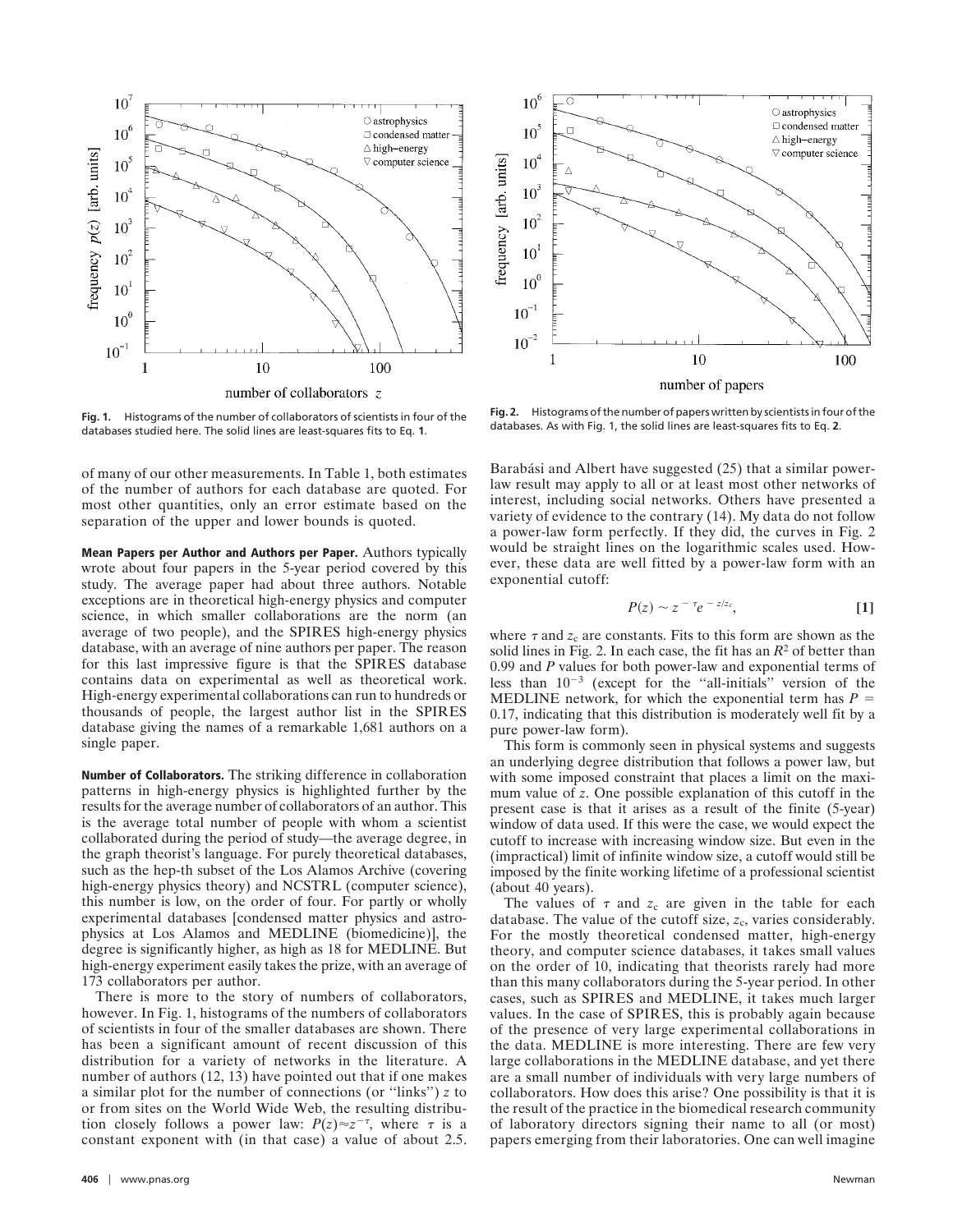Fig. 1. Histograms of the number of collaborators of scientists in four of the databases studied here. The solid lines are least-squares fits to Eq. **1**.

Fig. 2. Histograms of the number of papers written by scientists in four of the databases. As with Fig. 1, the solid lines are least-squares fits to Eq. **2**.

of many of our other measurements. In Table 1, both estimates of the number of authors for each database are quoted. For most other quantities, only an error estimate based on the separation of the upper and lower bounds is quoted.

**Mean Papers per Author and Authors per Paper.** Authors typically wrote about four papers in the 5-year period covered by this study. The average paper had about three authors. Notable exceptions are in theoretical high-energy physics and computer science, in which smaller collaborations are the norm (an average of two people), and the SPIRES high-energy physics database, with an average of nine authors per paper. The reason for this last impressive figure is that the SPIRES database contains data on experimental as well as theoretical work. High-energy experimental collaborations can run to hundreds or thousands of people, the largest author list in the SPIRES database giving the names of a remarkable 1,681 authors on a single paper.

**Number of Collaborators.** The striking difference in collaboration patterns in high-energy physics is highlighted further by the results for the average number of collaborators of an author. This is the average total number of people with whom a scientist collaborated during the period of study—the average degree, in the graph theorist's language. For purely theoretical databases, such as the hep-th subset of the Los Alamos Archive (covering high-energy physics theory) and NCSTRL (computer science), this number is low, on the order of four. For partly or wholly experimental databases [condensed matter physics and astrophysics at Los Alamos and MEDLINE (biomedicine)], the degree is significantly higher, as high as 18 for MEDLINE. But high-energy experiment easily takes the prize, with an average of 173 collaborators per author.

There is more to the story of numbers of collaborators, however. In Fig. 1, histograms of the numbers of collaborators of scientists in four of the smaller databases are shown. There has been a significant amount of recent discussion of this distribution for a variety of networks in the literature. A number of authors (12, 13) have pointed out that if one makes a similar plot for the number of connections (or "links") $z$ to or from sites on the World Wide Web, the resulting distribution closely follows a power law: $P(z) \approx z^{-\tau}$, where $\tau$ is a constant exponent with (in that case) a value of about 2.5. Barabási and Albert have suggested (25) that a similar power-law result may apply to all or at least most other networks of interest, including social networks. Others have presented a variety of evidence to the contrary (14). My data do not follow a power-law form perfectly. If they did, the curves in Fig. 2 would be straight lines on the logarithmic scales used. However, these data are well fitted by a power-law form with an exponential cutoff:

$$P(z) \sim z^{-\tau} e^{-z/z_c}, \qquad [1]$$

where $\tau$ and $z_c$ are constants. Fits to this form are shown as the solid lines in Fig. 2. In each case, the fit has an $R^2$ of better than 0.99 and $P$ values for both power-law and exponential terms of less than $10^{-3}$ (except for the "all-initials" version of the MEDLINE network, for which the exponential term has $P = 0.17$, indicating that this distribution is moderately well fit by a pure power-law form).

This form is commonly seen in physical systems and suggests an underlying degree distribution that follows a power law, but with some imposed constraint that places a limit on the maximum value of $z$. One possible explanation of this cutoff in the present case is that it arises as a result of the finite (5-year) window of data used. If this were the case, we would expect the cutoff to increase with increasing window size. But even in the (impractical) limit of infinite window size, a cutoff would still be imposed by the finite working lifetime of a professional scientist (about 40 years).

The values of $\tau$ and $z_c$ are given in the table for each database. The value of the cutoff size, $z_c$, varies considerably. For the mostly theoretical condensed matter, high-energy theory, and computer science databases, it takes small values on the order of 10, indicating that theorists rarely had more than this many collaborators during the 5-year period. In other cases, such as SPIRES and MEDLINE, it takes much larger values. In the case of SPIRES, this is probably again because of the presence of very large experimental collaborations in the data. MEDLINE is more interesting. There are few very large collaborations in the MEDLINE database, and yet there are a small number of individuals with very large numbers of collaborators. How does this arise? One possibility is that it is the result of the practice in the biomedical research community of laboratory directors signing their name to all (or most) papers emerging from their laboratories. One can well imagine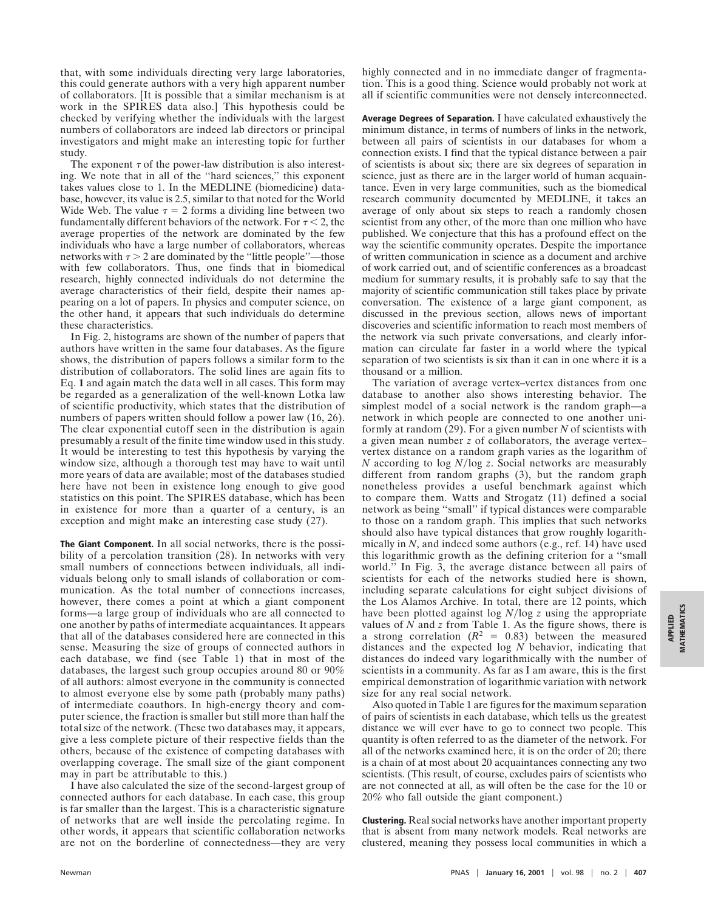that, with some individuals directing very large laboratories, this could generate authors with a very high apparent number of collaborators. [It is possible that a similar mechanism is at work in the SPIRES data also.] This hypothesis could be checked by verifying whether the individuals with the largest numbers of collaborators are indeed lab directors or principal investigators and might make an interesting topic for further study.

The exponent $\tau$ of the power-law distribution is also interesting. We note that in all of the "hard sciences," this exponent takes values close to 1. In the MEDLINE (biomedicine) database, however, its value is 2.5, similar to that noted for the World Wide Web. The value $\tau = 2$ forms a dividing line between two fundamentally different behaviors of the network. For $\tau < 2$, the average properties of the network are dominated by the few individuals who have a large number of collaborators, whereas networks with $\tau > 2$ are dominated by the "little people"—those with few collaborators. Thus, one finds that in biomedical research, highly connected individuals do not determine the average characteristics of their field, despite their names appearing on a lot of papers. In physics and computer science, on the other hand, it appears that such individuals do determine these characteristics.

In Fig. 2, histograms are shown of the number of papers that authors have written in the same four databases. As the figure shows, the distribution of papers follows a similar form to the distribution of collaborators. The solid lines are again fits to Eq. **1** and again match the data well in all cases. This form may be regarded as a generalization of the well-known Lotka law of scientific productivity, which states that the distribution of numbers of papers written should follow a power law (16, 26). The clear exponential cutoff seen in the distribution is again presumably a result of the finite time window used in this study. It would be interesting to test this hypothesis by varying the window size, although a thorough test may have to wait until more years of data are available; most of the databases studied here have not been in existence long enough to give good statistics on this point. The SPIRES database, which has been in existence for more than a quarter of a century, is an exception and might make an interesting case study (27).

**The Giant Component.** In all social networks, there is the possibility of a percolation transition (28). In networks with very small numbers of connections between individuals, all individuals belong only to small islands of collaboration or communication. As the total number of connections increases, however, there comes a point at which a giant component forms—a large group of individuals who are all connected to one another by paths of intermediate acquaintances. It appears that all of the databases considered here are connected in this sense. Measuring the size of groups of connected authors in each database, we find (see Table 1) that in most of the databases, the largest such group occupies around 80 or 90% of all authors: almost everyone in the community is connected to almost everyone else by some path (probably many paths) of intermediate coauthors. In high-energy theory and computer science, the fraction is smaller but still more than half the total size of the network. (These two databases may, it appears, give a less complete picture of their respective fields than the others, because of the existence of competing databases with overlapping coverage. The small size of the giant component may in part be attributable to this.)

I have also calculated the size of the second-largest group of connected authors for each database. In each case, this group is far smaller than the largest. This is a characteristic signature of networks that are well inside the percolating regime. In other words, it appears that scientific collaboration networks are not on the borderline of connectedness—they are very highly connected and in no immediate danger of fragmentation. This is a good thing. Science would probably not work at all if scientific communities were not densely interconnected.

**Average Degrees of Separation.** I have calculated exhaustively the minimum distance, in terms of numbers of links in the network, between all pairs of scientists in our databases for whom a connection exists. I find that the typical distance between a pair of scientists is about six; there are six degrees of separation in science, just as there are in the larger world of human acquaintance. Even in very large communities, such as the biomedical research community documented by MEDLINE, it takes an average of only about six steps to reach a randomly chosen scientist from any other, of the more than one million who have published. We conjecture that this has a profound effect on the way the scientific community operates. Despite the importance of written communication in science as a document and archive of work carried out, and of scientific conferences as a broadcast medium for summary results, it is probably safe to say that the majority of scientific communication still takes place by private conversation. The existence of a large giant component, as discussed in the previous section, allows news of important discoveries and scientific information to reach most members of the network via such private conversations, and clearly information can circulate far faster in a world where the typical separation of two scientists is six than it can in one where it is a thousand or a million.

The variation of average vertex–vertex distances from one database to another also shows interesting behavior. The simplest model of a social network is the random graph—a network in which people are connected to one another uniformly at random (29). For a given number $N$ of scientists with a given mean number $z$ of collaborators, the average vertex–vertex distance on a random graph varies as the logarithm of $N$ according to $\log N/\log z$. Social networks are measurably different from random graphs (3), but the random graph nonetheless provides a useful benchmark against which to compare them. Watts and Strogatz (11) defined a social network as being "small" if typical distances were comparable to those on a random graph. This implies that such networks should also have typical distances that grow roughly logarithmically in $N$, and indeed some authors (e.g., ref. 14) have used this logarithmic growth as the defining criterion for a "small world." In Fig. 3, the average distance between all pairs of scientists for each of the networks studied here is shown, including separate calculations for eight subject divisions of the Los Alamos Archive. In total, there are 12 points, which have been plotted against $\log N/\log z$ using the appropriate values of $N$ and $z$ from Table 1. As the figure shows, there is a strong correlation ($R^2 = 0.83$) between the measured distances and the expected $\log N$ behavior, indicating that distances do indeed vary logarithmically with the number of scientists in a community. As far as I am aware, this is the first empirical demonstration of logarithmic variation with network size for any real social network.

Also quoted in Table 1 are figures for the maximum separation of pairs of scientists in each database, which tells us the greatest distance we will ever have to go to connect two people. This quantity is often referred to as the diameter of the network. For all of the networks examined here, it is on the order of 20; there is a chain of at most about 20 acquaintances connecting any two scientists. (This result, of course, excludes pairs of scientists who are not connected at all, as will often be the case for the 10 or 20% who fall outside the giant component.)

**Clustering.** Real social networks have another important property that is absent from many network models. Real networks are clustered, meaning they possess local communities in which a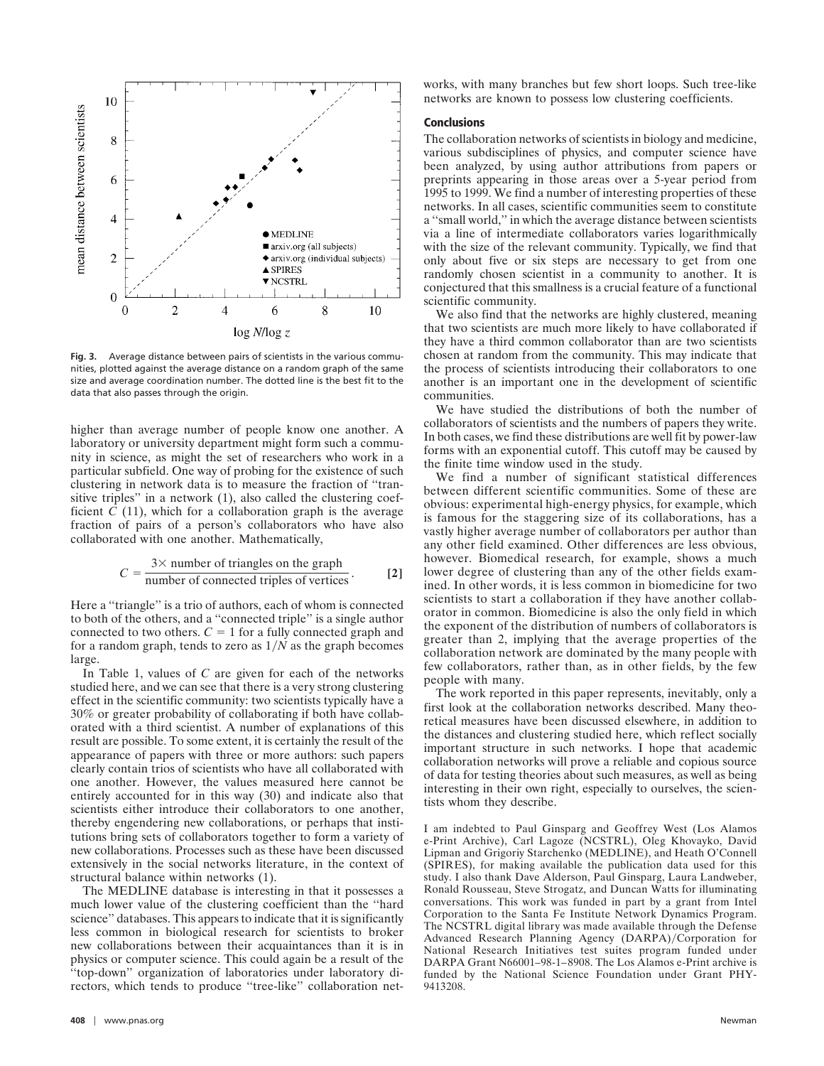mean distance between scientists

0 2 4 6 8 10

log $N$/log $z$

● MEDLINE
■ arxiv.org (all subjects)
◆ arxiv.org (individual subjects)
▲ SPIRES
▼ NCSTRL

**Fig. 3.** Average distance between pairs of scientists in the various communities, plotted against the average distance on a random graph of the same size and average coordination number. The dotted line is the best fit to the data that also passes through the origin.

higher than average number of people know one another. A laboratory or university department might form such a community in science, as might the set of researchers who work in a particular subfield. One way of probing for the existence of such clustering in network data is to measure the fraction of "transitive triples" in a network (1), also called the clustering coefficient $C$ (11), which for a collaboration graph is the average fraction of pairs of a person's collaborators who have also collaborated with one another. Mathematically,

$$C = \frac{3\times \text{ number of triangles on the graph}}{\text{number of connected triples of vertices}}. \qquad [2]$$

Here a "triangle" is a trio of authors, each of whom is connected to both of the others, and a "connected triple" is a single author connected to two others. $C = 1$ for a fully connected graph and for a random graph, tends to zero as $1/N$ as the graph becomes large.

In Table 1, values of $C$ are given for each of the networks studied here, and we can see that there is a very strong clustering effect in the scientific community: two scientists typically have a 30% or greater probability of collaborating if both have collaborated with a third scientist. A number of explanations of this result are possible. To some extent, it is certainly the result of the appearance of papers with three or more authors: such papers clearly contain trios of scientists who have all collaborated with one another. However, the values measured here cannot be entirely accounted for in this way (30) and indicate also that scientists either introduce their collaborators to one another, thereby engendering new collaborations, or perhaps that institutions bring sets of collaborators together to form a variety of new collaborations. Processes such as these have been discussed extensively in the social networks literature, in the context of structural balance within networks (1).

The MEDLINE database is interesting in that it possesses a much lower value of the clustering coefficient than the "hard science" databases. This appears to indicate that it is significantly less common in biological research for scientists to broker new collaborations between their acquaintances than it is in physics or computer science. This could again be a result of the "top-down" organization of laboratories under laboratory directors, which tends to produce "tree-like" collaboration networks, with many branches but few short loops. Such tree-like networks are known to possess low clustering coefficients.

## Conclusions

The collaboration networks of scientists in biology and medicine, various subdisciplines of physics, and computer science have been analyzed, by using author attributions from papers or preprints appearing in those areas over a 5-year period from 1995 to 1999. We find a number of interesting properties of these networks. In all cases, scientific communities seem to constitute a "small world," in which the average distance between scientists via a line of intermediate collaborators varies logarithmically with the size of the relevant community. Typically, we find that only about five or six steps are necessary to get from one randomly chosen scientist in a community to another. It is conjectured that this smallness is a crucial feature of a functional scientific community.

We also find that the networks are highly clustered, meaning that two scientists are much more likely to have collaborated if they have a third common collaborator than are two scientists chosen at random from the community. This may indicate that the process of scientists introducing their collaborators to one another is an important one in the development of scientific communities.

We have studied the distributions of both the number of collaborators of scientists and the numbers of papers they write. In both cases, we find these distributions are well fit by power-law forms with an exponential cutoff. This cutoff may be caused by the finite time window used in the study.

We find a number of significant statistical differences between different scientific communities. Some of these are obvious: experimental high-energy physics, for example, which is famous for the staggering size of its collaborations, has a vastly higher average number of collaborators per author than any other field examined. Other differences are less obvious, however. Biomedical research, for example, shows a much lower degree of clustering than any of the other fields examined. In other words, it is less common in biomedicine for two scientists to start a collaboration if they have another collaborator in common. Biomedicine is also the only field in which the exponent of the distribution of numbers of collaborators is greater than 2, implying that the average properties of the collaboration network are dominated by the many people with few collaborators, rather than, as in other fields, by the few people with many.

The work reported in this paper represents, inevitably, only a first look at the collaboration networks described. Many theoretical measures have been discussed elsewhere, in addition to the distances and clustering studied here, which reflect socially important structure in such networks. I hope that academic collaboration networks will prove a reliable and copious source of data for testing theories about such measures, as well as being interesting in their own right, especially to ourselves, the scientists whom they describe.

I am indebted to Paul Ginsparg and Geoffrey West (Los Alamos e-Print Archive), Carl Lagoze (NCSTRL), Oleg Khovayko, David Lipman and Grigoriy Starchenko (MEDLINE), and Heath O'Connell (SPIRES), for making available the publication data used for this study. I also thank Dave Alderson, Paul Ginsparg, Laura Landweber, Ronald Rousseau, Steve Strogatz, and Duncan Watts for illuminating conversations. This work was funded in part by a grant from Intel Corporation to the Santa Fe Institute Network Dynamics Program. The NCSTRL digital library was made available through the Defense Advanced Research Planning Agency (DARPA)/Corporation for National Research Initiatives test suites program funded under DARPA Grant N66001–98-1–8908. The Los Alamos e-Print archive is funded by the National Science Foundation under Grant PHY-9413208.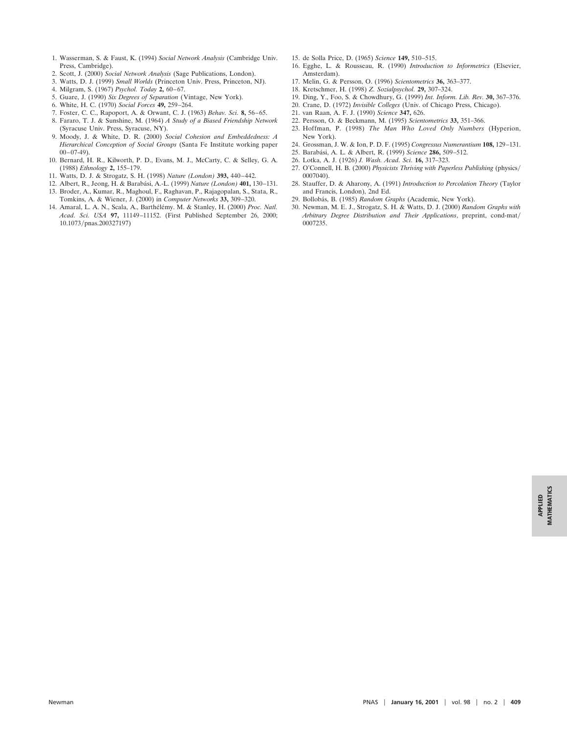1. Wasserman, S. & Faust, K. (1994) *Social Network Analysis* (Cambridge Univ. Press, Cambridge).
2. Scott, J. (2000) *Social Network Analysis* (Sage Publications, London).
3. Watts, D. J. (1999) *Small Worlds* (Princeton Univ. Press, Princeton, NJ).
4. Milgram, S. (1967) *Psychol. Today* **2,** 60–67.
5. Guare, J. (1990) *Six Degrees of Separation* (Vintage, New York).
6. White, H. C. (1970) *Social Forces* **49,** 259–264.
7. Foster, C. C., Rapoport, A. & Orwant, C. J. (1963) *Behav. Sci.* **8,** 56–65.
8. Fararo, T. J. & Sunshine, M. (1964) *A Study of a Biased Friendship Network* (Syracuse Univ. Press, Syracuse, NY).
9. Moody, J. & White, D. R. (2000) *Social Cohesion and Embeddedness: A Hierarchical Conception of Social Groups* (Santa Fe Institute working paper 00–07-49).
10. Bernard, H. R., Kilworth, P. D., Evans, M. J., McCarty, C. & Selley, G. A. (1988) *Ethnology* **2,** 155–179.
11. Watts, D. J. & Strogatz, S. H. (1998) *Nature (London)* **393,** 440–442.
12. Albert, R., Jeong, H. & Barabási, A.-L. (1999) *Nature (London)* **401,** 130–131.
13. Broder, A., Kumar, R., Maghoul, F., Raghavan, P., Rajagopalan, S., Stata, R., Tomkins, A. & Wiener, J. (2000) in *Computer Networks* **33,** 309–320.
14. Amaral, L. A. N., Scala, A., Barthélémy. M. & Stanley, H. (2000) *Proc. Natl. Acad. Sci. USA* **97,** 11149–11152. (First Published September 26, 2000; 10.1073/pnas.200327197)
15. de Solla Price, D. (1965) *Science* **149,** 510–515.
16. Egghe, L. & Rousseau, R. (1990) *Introduction to Informetrics* (Elsevier, Amsterdam).
17. Melin, G. & Persson, O. (1996) *Scientometrics* **36,** 363–377.
18. Kretschmer, H. (1998) *Z. Sozialpsychol.* **29,** 307–324.
19. Ding, Y., Foo, S. & Chowdhury, G. (1999) *Int. Inform. Lib. Rev.* **30,** 367–376.
20. Crane, D. (1972) *Invisible Colleges* (Univ. of Chicago Press, Chicago).
21. van Raan, A. F. J. (1990) *Science* **347,** 626.
22. Persson, O. & Beckmann, M. (1995) *Scientometrics* **33,** 351–366.
23. Hoffman, P. (1998) *The Man Who Loved Only Numbers* (Hyperion, New York).
24. Grossman, J. W. & Ion, P. D. F. (1995) *Congressus Numerantium* **108,** 129–131.
25. Barabási, A. L. & Albert, R. (1999) *Science* **286,** 509–512.
26. Lotka, A. J. (1926) *J. Wash. Acad. Sci.* **16,** 317–323.
27. O'Connell, H. B. (2000) *Physicists Thriving with Paperless Publishing* (physics/0007040).
28. Stauffer, D. & Aharony, A. (1991) *Introduction to Percolation Theory* (Taylor and Francis, London), 2nd Ed.
29. Bollobás, B. (1985) *Random Graphs* (Academic, New York).
30. Newman, M. E. J., Strogatz, S. H. & Watts, D. J. (2000) *Random Graphs with Arbitrary Degree Distribution and Their Applications*, preprint, cond-mat/0007235.